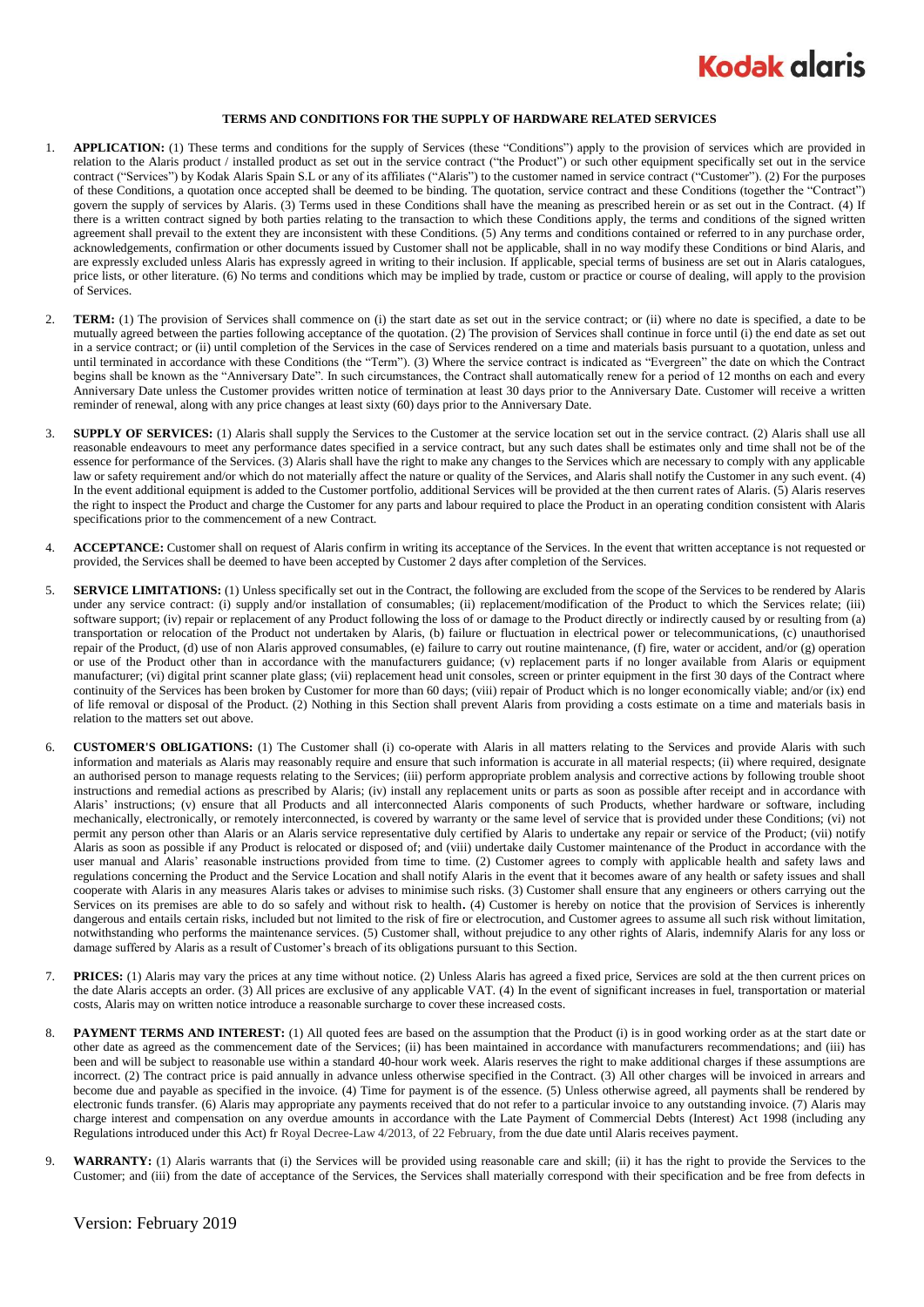**Kodak alaris**

# TERMS AND CONDITIONS FOR THE SUPPLY OF HARDWARE RELATED SERVICES

1. **APPLICATION:** (1) These terms and conditions for the supply of Services (these "Conditions") apply to the provision of services which are provided in relation to the Alaris product / installed product as set out in the service contract ("the Product") or such other equipment specifically set out in the service contract ("Services") by Kodak Alaris Spain S.L or any of its affiliates ("Alaris") to the customer named in service contract ("Customer"). (2) For the purposes of these Conditions, a quotation once accepted shall be deemed to be binding. The quotation, service contract and these Conditions (together the "Contract") govern the supply of services by Alaris. (3) Terms used in these Conditions shall have the meaning as prescribed herein or as set out in the Contract. (4) If there is a written contract signed by both parties relating to the transaction to which these Conditions apply, the terms and conditions of the signed written agreement shall prevail to the extent they are inconsistent with these Conditions. (5) Any terms and conditions contained or referred to in any purchase order, acknowledgements, confirmation or other documents issued by Customer shall not be applicable, shall in no way modify these Conditions or bind Alaris, and are expressly excluded unless Alaris has expressly agreed in writing to their inclusion. If applicable, special terms of business are set out in Alaris catalogues, price lists, or other literature. (6) No terms and conditions which may be implied by trade, custom or practice or course of dealing, will apply to the provision of Services.

2. **TERM:** (1) The provision of Services shall commence on (i) the start date as set out in the service contract; or (ii) where no date is specified, a date to be mutually agreed between the parties following acceptance of the quotation. (2) The provision of Services shall continue in force until (i) the end date as set out in a service contract; or (ii) until completion of the Services in the case of Services rendered on a time and materials basis pursuant to a quotation, unless and until terminated in accordance with these Conditions (the "Term"). (3) Where the service contract is indicated as "Evergreen" the date on which the Contract begins shall be known as the "Anniversary Date". In such circumstances, the Contract shall automatically renew for a period of 12 months on each and every Anniversary Date unless the Customer provides written notice of termination at least 30 days prior to the Anniversary Date. Customer will receive a written reminder of renewal, along with any price changes at least sixty (60) days prior to the Anniversary Date.

3. **SUPPLY OF SERVICES:** (1) Alaris shall supply the Services to the Customer at the service location set out in the service contract. (2) Alaris shall use all reasonable endeavours to meet any performance dates specified in a service contract, but any such dates shall be estimates only and time shall not be of the essence for performance of the Services. (3) Alaris shall have the right to make any changes to the Services which are necessary to comply with any applicable law or safety requirement and/or which do not materially affect the nature or quality of the Services, and Alaris shall notify the Customer in any such event. (4) In the event additional equipment is added to the Customer portfolio, additional Services will be provided at the then current rates of Alaris. (5) Alaris reserves the right to inspect the Product and charge the Customer for any parts and labour required to place the Product in an operating condition consistent with Alaris specifications prior to the commencement of a new Contract.

4. **ACCEPTANCE:** Customer shall on request of Alaris confirm in writing its acceptance of the Services. In the event that written acceptance is not requested or provided, the Services shall be deemed to have been accepted by Customer 2 days after completion of the Services.

5. **SERVICE LIMITATIONS:** (1) Unless specifically set out in the Contract, the following are excluded from the scope of the Services to be rendered by Alaris under any service contract: (i) supply and/or installation of consumables; (ii) replacement/modification of the Product to which the Services relate; (iii) software support; (iv) repair or replacement of any Product following the loss of or damage to the Product directly or indirectly caused by or resulting from (a) transportation or relocation of the Product not undertaken by Alaris, (b) failure or fluctuation in electrical power or telecommunications, (c) unauthorised repair of the Product, (d) use of non Alaris approved consumables, (e) failure to carry out routine maintenance, (f) fire, water or accident, and/or (g) operation or use of the Product other than in accordance with the manufacturers guidance; (v) replacement parts if no longer available from Alaris or equipment manufacturer; (vi) digital print scanner plate glass; (vii) replacement head unit consoles, screen or printer equipment in the first 30 days of the Contract where continuity of the Services has been broken by Customer for more than 60 days; (viii) repair of Product which is no longer economically viable; and/or (ix) end of life removal or disposal of the Product. (2) Nothing in this Section shall prevent Alaris from providing a costs estimate on a time and materials basis in relation to the matters set out above.

6. **CUSTOMER'S OBLIGATIONS:** (1) The Customer shall (i) co-operate with Alaris in all matters relating to the Services and provide Alaris with such information and materials as Alaris may reasonably require and ensure that such information is accurate in all material respects; (ii) where required, designate an authorised person to manage requests relating to the Services; (iii) perform appropriate problem analysis and corrective actions by following trouble shoot instructions and remedial actions as prescribed by Alaris; (iv) install any replacement units or parts as soon as possible after receipt and in accordance with Alaris' instructions; (v) ensure that all Products and all interconnected Alaris components of such Products, whether hardware or software, including mechanically, electronically, or remotely interconnected, is covered by warranty or the same level of service that is provided under these Conditions; (vi) not permit any person other than Alaris or an Alaris service representative duly certified by Alaris to undertake any repair or service of the Product; (vii) notify Alaris as soon as possible if any Product is relocated or disposed of; and (viii) undertake daily Customer maintenance of the Product in accordance with the user manual and Alaris' reasonable instructions provided from time to time. (2) Customer agrees to comply with applicable health and safety laws and regulations concerning the Product and the Service Location and shall notify Alaris in the event that it becomes aware of any health or safety issues and shall cooperate with Alaris in any measures Alaris takes or advises to minimise such risks. (3) Customer shall ensure that any engineers or others carrying out the Services on its premises are able to do so safely and without risk to health**.** (4) Customer is hereby on notice that the provision of Services is inherently dangerous and entails certain risks, included but not limited to the risk of fire or electrocution, and Customer agrees to assume all such risk without limitation, notwithstanding who performs the maintenance services. (5) Customer shall, without prejudice to any other rights of Alaris, indemnify Alaris for any loss or damage suffered by Alaris as a result of Customer's breach of its obligations pursuant to this Section.

7. **PRICES:** (1) Alaris may vary the prices at any time without notice. (2) Unless Alaris has agreed a fixed price, Services are sold at the then current prices on the date Alaris accepts an order. (3) All prices are exclusive of any applicable VAT. (4) In the event of significant increases in fuel, transportation or material costs, Alaris may on written notice introduce a reasonable surcharge to cover these increased costs.

8. **PAYMENT TERMS AND INTEREST:** (1) All quoted fees are based on the assumption that the Product (i) is in good working order as at the start date or other date as agreed as the commencement date of the Services; (ii) has been maintained in accordance with manufacturers recommendations; and (iii) has been and will be subject to reasonable use within a standard 40-hour work week. Alaris reserves the right to make additional charges if these assumptions are incorrect. (2) The contract price is paid annually in advance unless otherwise specified in the Contract. (3) All other charges will be invoiced in arrears and become due and payable as specified in the invoice. (4) Time for payment is of the essence. (5) Unless otherwise agreed, all payments shall be rendered by electronic funds transfer. (6) Alaris may appropriate any payments received that do not refer to a particular invoice to any outstanding invoice. (7) Alaris may charge interest and compensation on any overdue amounts in accordance with the Late Payment of Commercial Debts (Interest) Act 1998 (including any Regulations introduced under this Act) fr Royal Decree-Law 4/2013, of 22 February, from the due date until Alaris receives payment.

9. **WARRANTY:** (1) Alaris warrants that (i) the Services will be provided using reasonable care and skill; (ii) it has the right to provide the Services to the Customer; and (iii) from the date of acceptance of the Services, the Services shall materially correspond with their specification and be free from defects in

Version: February 2019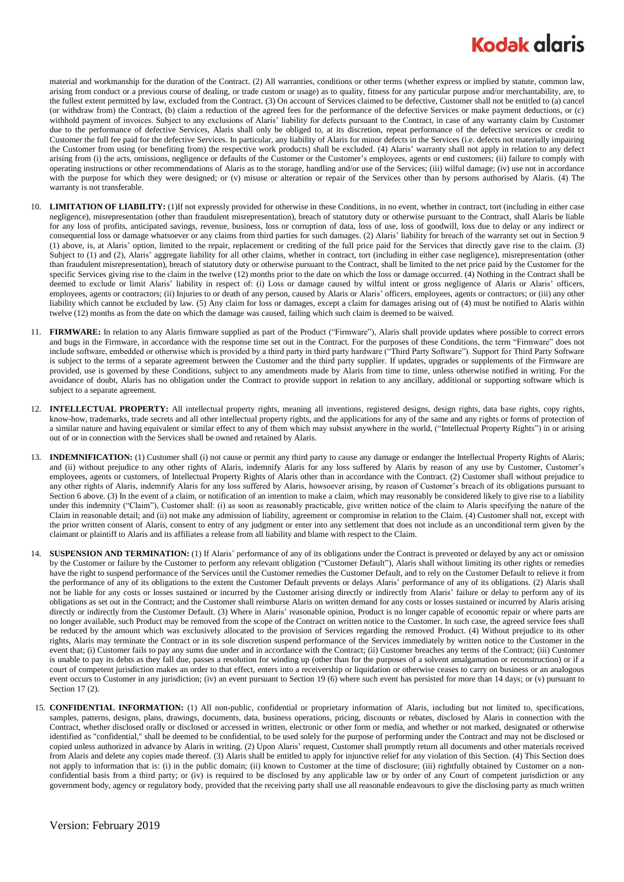material and workmanship for the duration of the Contract. (2) All warranties, conditions or other terms (whether express or implied by statute, common law, arising from conduct or a previous course of dealing, or trade custom or usage) as to quality, fitness for any particular purpose and/or merchantability, are, to the fullest extent permitted by law, excluded from the Contract. (3) On account of Services claimed to be defective, Customer shall not be entitled to (a) cancel (or withdraw from) the Contract, (b) claim a reduction of the agreed fees for the performance of the defective Services or make payment deductions, or (c) withhold payment of invoices. Subject to any exclusions of Alaris' liability for defects pursuant to the Contract, in case of any warranty claim by Customer due to the performance of defective Services, Alaris shall only be obliged to, at its discretion, repeat performance of the defective services or credit to Customer the full fee paid for the defective Services. In particular, any liability of Alaris for minor defects in the Services (i.e. defects not materially impairing the Customer from using (or benefiting from) the respective work products) shall be excluded. (4) Alaris' warranty shall not apply in relation to any defect arising from (i) the acts, omissions, negligence or defaults of the Customer or the Customer's employees, agents or end customers; (ii) failure to comply with operating instructions or other recommendations of Alaris as to the storage, handling and/or use of the Services; (iii) wilful damage; (iv) use not in accordance with the purpose for which they were designed; or (v) misuse or alteration or repair of the Services other than by persons authorised by Alaris. (4) The warranty is not transferable.

10. **LIMITATION OF LIABILITY:** (1)If not expressly provided for otherwise in these Conditions, in no event, whether in contract, tort (including in either case negligence), misrepresentation (other than fraudulent misrepresentation), breach of statutory duty or otherwise pursuant to the Contract, shall Alaris be liable for any loss of profits, anticipated savings, revenue, business, loss or corruption of data, loss of use, loss of goodwill, loss due to delay or any indirect or consequential loss or damage whatsoever or any claims from third parties for such damages. (2) Alaris' liability for breach of the warranty set out in Section 9 (1) above, is, at Alaris' option, limited to the repair, replacement or crediting of the full price paid for the Services that directly gave rise to the claim. (3) Subject to (1) and (2), Alaris' aggregate liability for all other claims, whether in contract, tort (including in either case negligence), misrepresentation (other than fraudulent misrepresentation), breach of statutory duty or otherwise pursuant to the Contract, shall be limited to the net price paid by the Customer for the specific Services giving rise to the claim in the twelve (12) months prior to the date on which the loss or damage occurred. (4) Nothing in the Contract shall be deemed to exclude or limit Alaris' liability in respect of: (i) Loss or damage caused by wilful intent or gross negligence of Alaris or Alaris' officers, employees, agents or contractors; (ii) Injuries to or death of any person, caused by Alaris or Alaris' officers, employees, agents or contractors; or (iii) any other liability which cannot be excluded by law. (5) Any claim for loss or damages, except a claim for damages arising out of (4) must be notified to Alaris within twelve (12) months as from the date on which the damage was caused, failing which such claim is deemed to be waived.

11. **FIRMWARE:** In relation to any Alaris firmware supplied as part of the Product ("Firmware"), Alaris shall provide updates where possible to correct errors and bugs in the Firmware, in accordance with the response time set out in the Contract. For the purposes of these Conditions, the term "Firmware" does not include software, embedded or otherwise which is provided by a third party in third party hardware ("Third Party Software"). Support for Third Party Software is subject to the terms of a separate agreement between the Customer and the third party supplier. If updates, upgrades or supplements of the Firmware are provided, use is governed by these Conditions, subject to any amendments made by Alaris from time to time, unless otherwise notified in writing. For the avoidance of doubt, Alaris has no obligation under the Contract to provide support in relation to any ancillary, additional or supporting software which is subject to a separate agreement.

12. **INTELLECTUAL PROPERTY:** All intellectual property rights, meaning all inventions, registered designs, design rights, data base rights, copy rights, know-how, trademarks, trade secrets and all other intellectual property rights, and the applications for any of the same and any rights or forms of protection of a similar nature and having equivalent or similar effect to any of them which may subsist anywhere in the world, ("Intellectual Property Rights") in or arising out of or in connection with the Services shall be owned and retained by Alaris.

13. **INDEMNIFICATION:** (1) Customer shall (i) not cause or permit any third party to cause any damage or endanger the Intellectual Property Rights of Alaris; and (ii) without prejudice to any other rights of Alaris, indemnify Alaris for any loss suffered by Alaris by reason of any use by Customer, Customer's employees, agents or customers, of Intellectual Property Rights of Alaris other than in accordance with the Contract. (2) Customer shall without prejudice to any other rights of Alaris, indemnify Alaris for any loss suffered by Alaris, howsoever arising, by reason of Customer's breach of its obligations pursuant to Section 6 above. (3) In the event of a claim, or notification of an intention to make a claim, which may reasonably be considered likely to give rise to a liability under this indemnity ("Claim"), Customer shall: (i) as soon as reasonably practicable, give written notice of the claim to Alaris specifying the nature of the Claim in reasonable detail; and (ii) not make any admission of liability, agreement or compromise in relation to the Claim. (4) Customer shall not, except with the prior written consent of Alaris, consent to entry of any judgment or enter into any settlement that does not include as an unconditional term given by the claimant or plaintiff to Alaris and its affiliates a release from all liability and blame with respect to the Claim.

14. **SUSPENSION AND TERMINATION:** (1) If Alaris' performance of any of its obligations under the Contract is prevented or delayed by any act or omission by the Customer or failure by the Customer to perform any relevant obligation ("Customer Default"), Alaris shall without limiting its other rights or remedies have the right to suspend performance of the Services until the Customer remedies the Customer Default, and to rely on the Customer Default to relieve it from the performance of any of its obligations to the extent the Customer Default prevents or delays Alaris' performance of any of its obligations. (2) Alaris shall not be liable for any costs or losses sustained or incurred by the Customer arising directly or indirectly from Alaris' failure or delay to perform any of its obligations as set out in the Contract; and the Customer shall reimburse Alaris on written demand for any costs or losses sustained or incurred by Alaris arising directly or indirectly from the Customer Default. (3) Where in Alaris' reasonable opinion, Product is no longer capable of economic repair or where parts are no longer available, such Product may be removed from the scope of the Contract on written notice to the Customer. In such case, the agreed service fees shall be reduced by the amount which was exclusively allocated to the provision of Services regarding the removed Product. (4) Without prejudice to its other rights, Alaris may terminate the Contract or in its sole discretion suspend performance of the Services immediately by written notice to the Customer in the event that; (i) Customer fails to pay any sums due under and in accordance with the Contract; (ii) Customer breaches any terms of the Contract; (iii) Customer is unable to pay its debts as they fall due, passes a resolution for winding up (other than for the purposes of a solvent amalgamation or reconstruction) or if a court of competent jurisdiction makes an order to that effect, enters into a receivership or liquidation or otherwise ceases to carry on business or an analogous event occurs to Customer in any jurisdiction; (iv) an event pursuant to Section 19 (6) where such event has persisted for more than 14 days; or (v) pursuant to Section 17 (2).

15. **CONFIDENTIAL INFORMATION:** (1) All non-public, confidential or proprietary information of Alaris, including but not limited to, specifications, samples, patterns, designs, plans, drawings, documents, data, business operations, pricing, discounts or rebates, disclosed by Alaris in connection with the Contract, whether disclosed orally or disclosed or accessed in written, electronic or other form or media, and whether or not marked, designated or otherwise identified as "confidential," shall be deemed to be confidential, to be used solely for the purpose of performing under the Contract and may not be disclosed or copied unless authorized in advance by Alaris in writing. (2) Upon Alaris' request, Customer shall promptly return all documents and other materials received from Alaris and delete any copies made thereof. (3) Alaris shall be entitled to apply for injunctive relief for any violation of this Section. (4) This Section does not apply to information that is: (i) in the public domain; (ii) known to Customer at the time of disclosure; (iii) rightfully obtained by Customer on a non-confidential basis from a third party; or (iv) is required to be disclosed by any applicable law or by order of any Court of competent jurisdiction or any government body, agency or regulatory body, provided that the receiving party shall use all reasonable endeavours to give the disclosing party as much written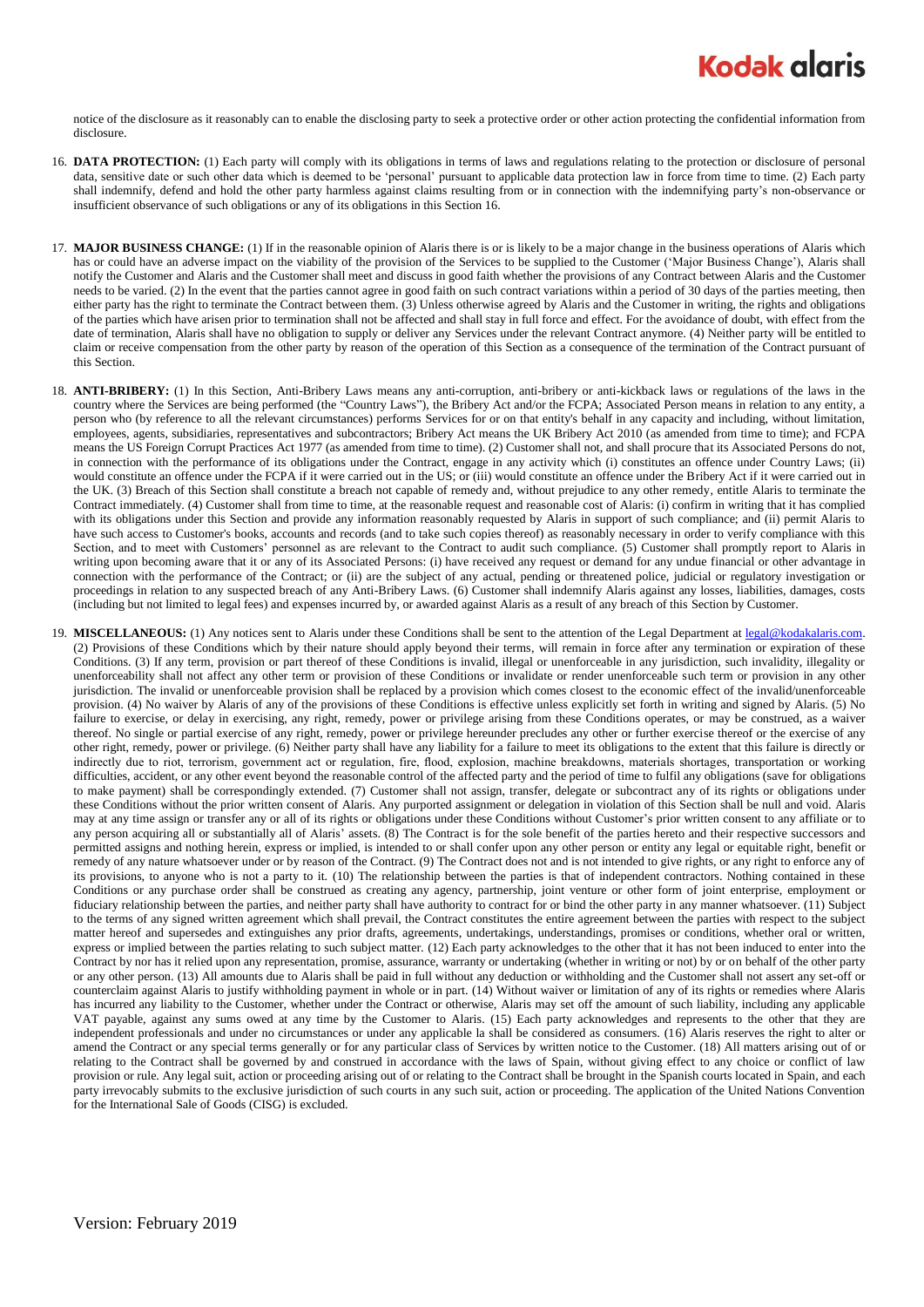notice of the disclosure as it reasonably can to enable the disclosing party to seek a protective order or other action protecting the confidential information from disclosure.

16. **DATA PROTECTION:** (1) Each party will comply with its obligations in terms of laws and regulations relating to the protection or disclosure of personal data, sensitive date or such other data which is deemed to be 'personal' pursuant to applicable data protection law in force from time to time. (2) Each party shall indemnify, defend and hold the other party harmless against claims resulting from or in connection with the indemnifying party's non-observance or insufficient observance of such obligations or any of its obligations in this Section 16.

17. **MAJOR BUSINESS CHANGE:** (1) If in the reasonable opinion of Alaris there is or is likely to be a major change in the business operations of Alaris which has or could have an adverse impact on the viability of the provision of the Services to be supplied to the Customer ('Major Business Change'), Alaris shall notify the Customer and Alaris and the Customer shall meet and discuss in good faith whether the provisions of any Contract between Alaris and the Customer needs to be varied. (2) In the event that the parties cannot agree in good faith on such contract variations within a period of 30 days of the parties meeting, then either party has the right to terminate the Contract between them. (3) Unless otherwise agreed by Alaris and the Customer in writing, the rights and obligations of the parties which have arisen prior to termination shall not be affected and shall stay in full force and effect. For the avoidance of doubt, with effect from the date of termination, Alaris shall have no obligation to supply or deliver any Services under the relevant Contract anymore. (4) Neither party will be entitled to claim or receive compensation from the other party by reason of the operation of this Section as a consequence of the termination of the Contract pursuant of this Section.

18. **ANTI-BRIBERY:** (1) In this Section, Anti-Bribery Laws means any anti-corruption, anti-bribery or anti-kickback laws or regulations of the laws in the country where the Services are being performed (the "Country Laws"), the Bribery Act and/or the FCPA; Associated Person means in relation to any entity, a person who (by reference to all the relevant circumstances) performs Services for or on that entity's behalf in any capacity and including, without limitation, employees, agents, subsidiaries, representatives and subcontractors; Bribery Act means the UK Bribery Act 2010 (as amended from time to time); and FCPA means the US Foreign Corrupt Practices Act 1977 (as amended from time to time). (2) Customer shall not, and shall procure that its Associated Persons do not, in connection with the performance of its obligations under the Contract, engage in any activity which (i) constitutes an offence under Country Laws; (ii) would constitute an offence under the FCPA if it were carried out in the US; or (iii) would constitute an offence under the Bribery Act if it were carried out in the UK. (3) Breach of this Section shall constitute a breach not capable of remedy and, without prejudice to any other remedy, entitle Alaris to terminate the Contract immediately. (4) Customer shall from time to time, at the reasonable request and reasonable cost of Alaris: (i) confirm in writing that it has complied with its obligations under this Section and provide any information reasonably requested by Alaris in support of such compliance; and (ii) permit Alaris to have such access to Customer's books, accounts and records (and to take such copies thereof) as reasonably necessary in order to verify compliance with this Section, and to meet with Customers' personnel as are relevant to the Contract to audit such compliance. (5) Customer shall promptly report to Alaris in writing upon becoming aware that it or any of its Associated Persons: (i) have received any request or demand for any undue financial or other advantage in connection with the performance of the Contract; or (ii) are the subject of any actual, pending or threatened police, judicial or regulatory investigation or proceedings in relation to any suspected breach of any Anti-Bribery Laws. (6) Customer shall indemnify Alaris against any losses, liabilities, damages, costs (including but not limited to legal fees) and expenses incurred by, or awarded against Alaris as a result of any breach of this Section by Customer.

19. **MISCELLANEOUS:** (1) Any notices sent to Alaris under these Conditions shall be sent to the attention of the Legal Department at legal@kodakalaris.com. (2) Provisions of these Conditions which by their nature should apply beyond their terms, will remain in force after any termination or expiration of these Conditions. (3) If any term, provision or part thereof of these Conditions is invalid, illegal or unenforceable in any jurisdiction, such invalidity, illegality or unenforceability shall not affect any other term or provision of these Conditions or invalidate or render unenforceable such term or provision in any other jurisdiction. The invalid or unenforceable provision shall be replaced by a provision which comes closest to the economic effect of the invalid/unenforceable provision. (4) No waiver by Alaris of any of the provisions of these Conditions is effective unless explicitly set forth in writing and signed by Alaris. (5) No failure to exercise, or delay in exercising, any right, remedy, power or privilege arising from these Conditions operates, or may be construed, as a waiver thereof. No single or partial exercise of any right, remedy, power or privilege hereunder precludes any other or further exercise thereof or the exercise of any other right, remedy, power or privilege. (6) Neither party shall have any liability for a failure to meet its obligations to the extent that this failure is directly or indirectly due to riot, terrorism, government act or regulation, fire, flood, explosion, machine breakdowns, materials shortages, transportation or working difficulties, accident, or any other event beyond the reasonable control of the affected party and the period of time to fulfil any obligations (save for obligations to make payment) shall be correspondingly extended. (7) Customer shall not assign, transfer, delegate or subcontract any of its rights or obligations under these Conditions without the prior written consent of Alaris. Any purported assignment or delegation in violation of this Section shall be null and void. Alaris may at any time assign or transfer any or all of its rights or obligations under these Conditions without Customer's prior written consent to any affiliate or to any person acquiring all or substantially all of Alaris' assets. (8) The Contract is for the sole benefit of the parties hereto and their respective successors and permitted assigns and nothing herein, express or implied, is intended to or shall confer upon any other person or entity any legal or equitable right, benefit or remedy of any nature whatsoever under or by reason of the Contract. (9) The Contract does not and is not intended to give rights, or any right to enforce any of its provisions, to anyone who is not a party to it. (10) The relationship between the parties is that of independent contractors. Nothing contained in these Conditions or any purchase order shall be construed as creating any agency, partnership, joint venture or other form of joint enterprise, employment or fiduciary relationship between the parties, and neither party shall have authority to contract for or bind the other party in any manner whatsoever. (11) Subject to the terms of any signed written agreement which shall prevail, the Contract constitutes the entire agreement between the parties with respect to the subject matter hereof and supersedes and extinguishes any prior drafts, agreements, understandings, promises or conditions, whether oral or written, express or implied between the parties relating to such subject matter. (12) Each party acknowledges to the other that it has not been induced to enter into the Contract by nor has it relied upon any representation, promise, assurance, warranty or undertaking (whether in writing or not) by or on behalf of the other party or any other person. (13) All amounts due to Alaris shall be paid in full without any deduction or withholding and the Customer shall not assert any set-off or counterclaim against Alaris to justify withholding payment in whole or in part. (14) Without waiver or limitation of any of its rights or remedies where Alaris has incurred any liability to the Customer, whether under the Contract or otherwise, Alaris may set off the amount of such liability, including any applicable VAT payable, against any sums owed at any time by the Customer to Alaris. (15) Each party acknowledges and represents to the other that they are independent professionals and under no circumstances or under any applicable la shall be considered as consumers. (16) Alaris reserves the right to alter or amend the Contract or any special terms generally or for any particular class of Services by written notice to the Customer. (18) All matters arising out of or relating to the Contract shall be governed by and construed in accordance with the laws of Spain, without giving effect to any choice or conflict of law provision or rule. Any legal suit, action or proceeding arising out of or relating to the Contract shall be brought in the Spanish courts located in Spain, and each party irrevocably submits to the exclusive jurisdiction of such courts in any such suit, action or proceeding. The application of the United Nations Convention for the International Sale of Goods (CISG) is excluded.

Version: February 2019